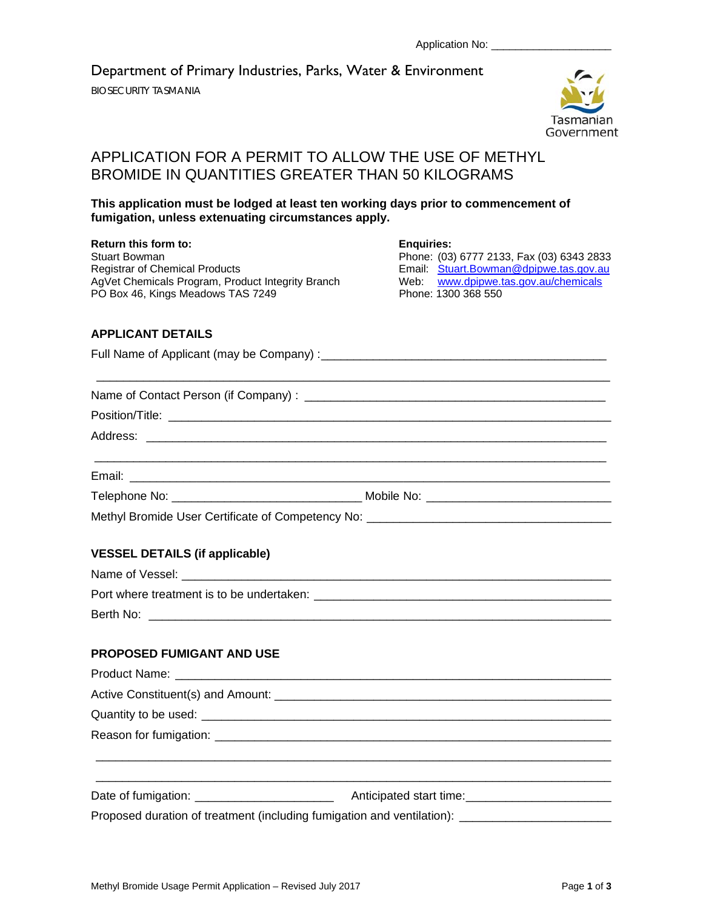Application No: ___________________

Department of Primary Industries, Parks, Water & Environment

BIOSECURITY TASMANIA

Tasmanian Government

# APPLICATION FOR A PERMIT TO ALLOW THE USE OF METHYL BROMIDE IN QUANTITIES GREATER THAN 50 KILOGRAMS

**This application must be lodged at least ten working days prior to commencement of fumigation, unless extenuating circumstances apply.**

**Return this form to:**
Stuart Bowman
Registrar of Chemical Products
AgVet Chemicals Program, Product Integrity Branch
PO Box 46, Kings Meadows TAS 7249

**Enquiries:**
Phone: (03) 6777 2133, Fax (03) 6343 2833
Email: Stuart.Bowman@dpipwe.tas.gov.au
Web: www.dpipwe.tas.gov.au/chemicals
Phone: 1300 368 550

## APPLICANT DETAILS

Full Name of Applicant (may be Company) :___________________________________________

_____________________________________________________________________________

Name of Contact Person (if Company) : _____________________________________________

Position/Title: _______________________________________________________________

Address: ____________________________________________________________________

_____________________________________________________________________________

Email: ______________________________________________________________________

Telephone No: ____________________________ Mobile No: ___________________________

Methyl Bromide User Certificate of Competency No: ___________________________________

## VESSEL DETAILS (if applicable)

Name of Vessel: ______________________________________________________________

Port where treatment is to be undertaken: _____________________________________________

Berth No: ___________________________________________________________________

## PROPOSED FUMIGANT AND USE

Product Name: _______________________________________________________________

Active Constituent(s) and Amount: ______________________________________________

Quantity to be used: ___________________________________________________________

Reason for fumigation: _________________________________________________________

_____________________________________________________________________________

_____________________________________________________________________________

Date of fumigation: _____________________ Anticipated start time:_____________________

Proposed duration of treatment (including fumigation and ventilation): _____________________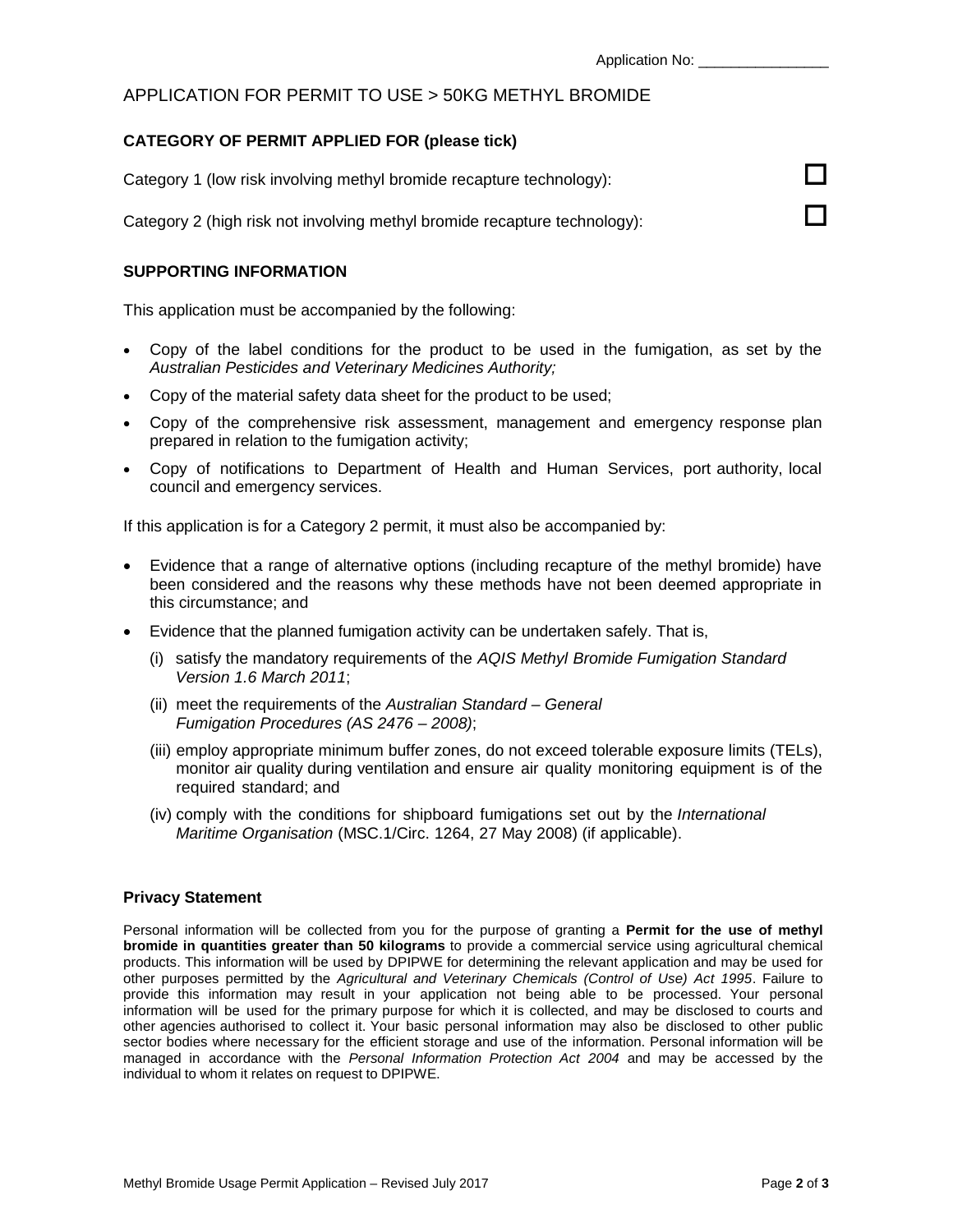Application No: ________________

# APPLICATION FOR PERMIT TO USE > 50KG METHYL BROMIDE

## CATEGORY OF PERMIT APPLIED FOR (please tick)

Category 1 (low risk involving methyl bromide recapture technology): ☐

Category 2 (high risk not involving methyl bromide recapture technology): ☐

## SUPPORTING INFORMATION

This application must be accompanied by the following:

- Copy of the label conditions for the product to be used in the fumigation, as set by the *Australian Pesticides and Veterinary Medicines Authority;*
- Copy of the material safety data sheet for the product to be used;
- Copy of the comprehensive risk assessment, management and emergency response plan prepared in relation to the fumigation activity;
- Copy of notifications to Department of Health and Human Services, port authority, local council and emergency services.

If this application is for a Category 2 permit, it must also be accompanied by:

- Evidence that a range of alternative options (including recapture of the methyl bromide) have been considered and the reasons why these methods have not been deemed appropriate in this circumstance; and
- Evidence that the planned fumigation activity can be undertaken safely. That is,
  - (i) satisfy the mandatory requirements of the *AQIS Methyl Bromide Fumigation Standard Version 1.6 March 2011*;
  - (ii) meet the requirements of the *Australian Standard – General Fumigation Procedures (AS 2476 – 2008)*;
  - (iii) employ appropriate minimum buffer zones, do not exceed tolerable exposure limits (TELs), monitor air quality during ventilation and ensure air quality monitoring equipment is of the required standard; and
  - (iv) comply with the conditions for shipboard fumigations set out by the *International Maritime Organisation* (MSC.1/Circ. 1264, 27 May 2008) (if applicable).

### Privacy Statement

Personal information will be collected from you for the purpose of granting a **Permit for the use of methyl bromide in quantities greater than 50 kilograms** to provide a commercial service using agricultural chemical products. This information will be used by DPIPWE for determining the relevant application and may be used for other purposes permitted by the *Agricultural and Veterinary Chemicals (Control of Use) Act 1995*. Failure to provide this information may result in your application not being able to be processed. Your personal information will be used for the primary purpose for which it is collected, and may be disclosed to courts and other agencies authorised to collect it. Your basic personal information may also be disclosed to other public sector bodies where necessary for the efficient storage and use of the information. Personal information will be managed in accordance with the *Personal Information Protection Act 2004* and may be accessed by the individual to whom it relates on request to DPIPWE.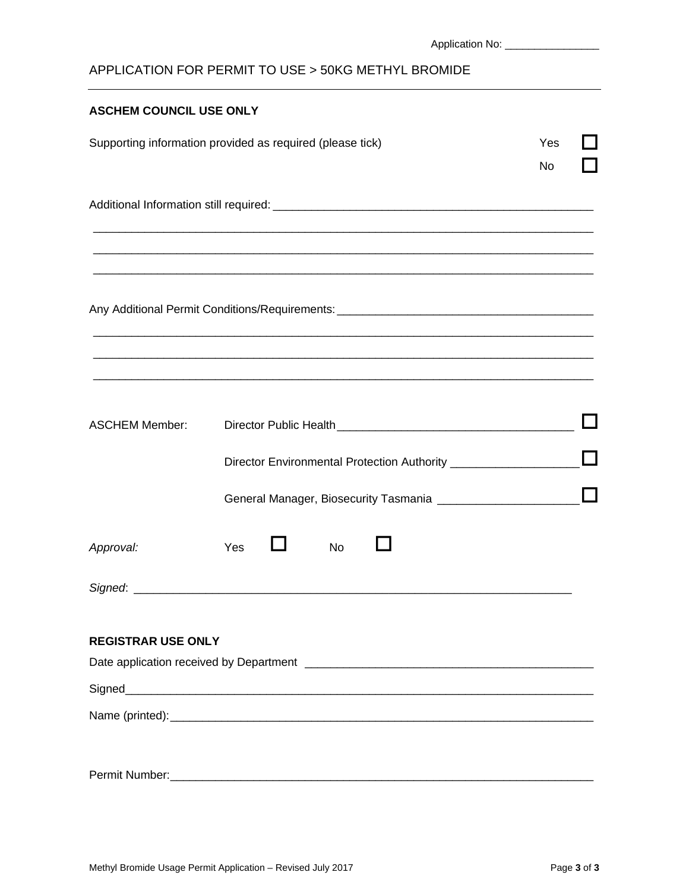Application No: ________________

APPLICATION FOR PERMIT TO USE > 50KG METHYL BROMIDE

---

**ASCHEM COUNCIL USE ONLY**

Supporting information provided as required (please tick)

Yes ☐

No ☐

Additional Information still required: ____________________________________________

______________________________________________________________________________

______________________________________________________________________________

______________________________________________________________________________

Any Additional Permit Conditions/Requirements: ________________________________

______________________________________________________________________________

______________________________________________________________________________

______________________________________________________________________________

ASCHEM Member:

Director Public Health ____________________________________ ☐

Director Environmental Protection Authority ___________________ ☐

General Manager, Biosecurity Tasmania _____________________ ☐

*Approval:* Yes ☐ No ☐

*Signed*: ______________________________________________________________________

**REGISTRAR USE ONLY**

Date application received by Department _____________________________________________

Signed__________________________________________________________________________

Name (printed):__________________________________________________________________

Permit Number:__________________________________________________________________